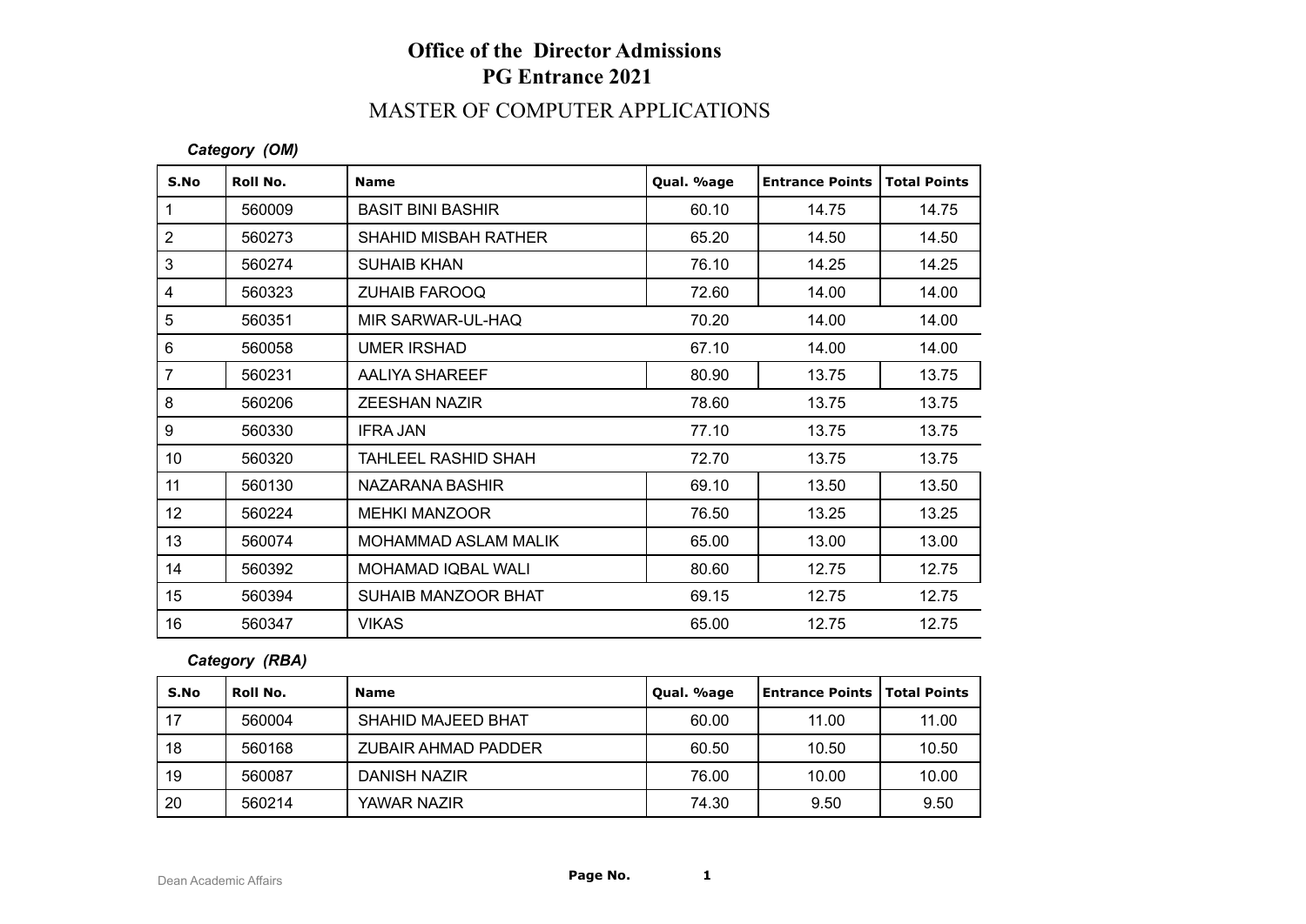# Office of the Director Admissions
## PG Entrance 2021

## MASTER OF COMPUTER APPLICATIONS

***Category (OM)***

| S.No | Roll No. | Name | Qual. %age | Entrance Points | Total Points |
|---|---|---|---|---|---|
| 1 | 560009 | BASIT BINI BASHIR | 60.10 | 14.75 | 14.75 |
| 2 | 560273 | SHAHID MISBAH RATHER | 65.20 | 14.50 | 14.50 |
| 3 | 560274 | SUHAIB KHAN | 76.10 | 14.25 | 14.25 |
| 4 | 560323 | ZUHAIB FAROOQ | 72.60 | 14.00 | 14.00 |
| 5 | 560351 | MIR SARWAR-UL-HAQ | 70.20 | 14.00 | 14.00 |
| 6 | 560058 | UMER IRSHAD | 67.10 | 14.00 | 14.00 |
| 7 | 560231 | AALIYA SHAREEF | 80.90 | 13.75 | 13.75 |
| 8 | 560206 | ZEESHAN NAZIR | 78.60 | 13.75 | 13.75 |
| 9 | 560330 | IFRA JAN | 77.10 | 13.75 | 13.75 |
| 10 | 560320 | TAHLEEL RASHID SHAH | 72.70 | 13.75 | 13.75 |
| 11 | 560130 | NAZARANA BASHIR | 69.10 | 13.50 | 13.50 |
| 12 | 560224 | MEHKI MANZOOR | 76.50 | 13.25 | 13.25 |
| 13 | 560074 | MOHAMMAD ASLAM MALIK | 65.00 | 13.00 | 13.00 |
| 14 | 560392 | MOHAMAD IQBAL WALI | 80.60 | 12.75 | 12.75 |
| 15 | 560394 | SUHAIB MANZOOR BHAT | 69.15 | 12.75 | 12.75 |
| 16 | 560347 | VIKAS | 65.00 | 12.75 | 12.75 |

***Category (RBA)***

| S.No | Roll No. | Name | Qual. %age | Entrance Points | Total Points |
|---|---|---|---|---|---|
| 17 | 560004 | SHAHID MAJEED BHAT | 60.00 | 11.00 | 11.00 |
| 18 | 560168 | ZUBAIR AHMAD PADDER | 60.50 | 10.50 | 10.50 |
| 19 | 560087 | DANISH NAZIR | 76.00 | 10.00 | 10.00 |
| 20 | 560214 | YAWAR NAZIR | 74.30 | 9.50 | 9.50 |

Dean Academic Affairs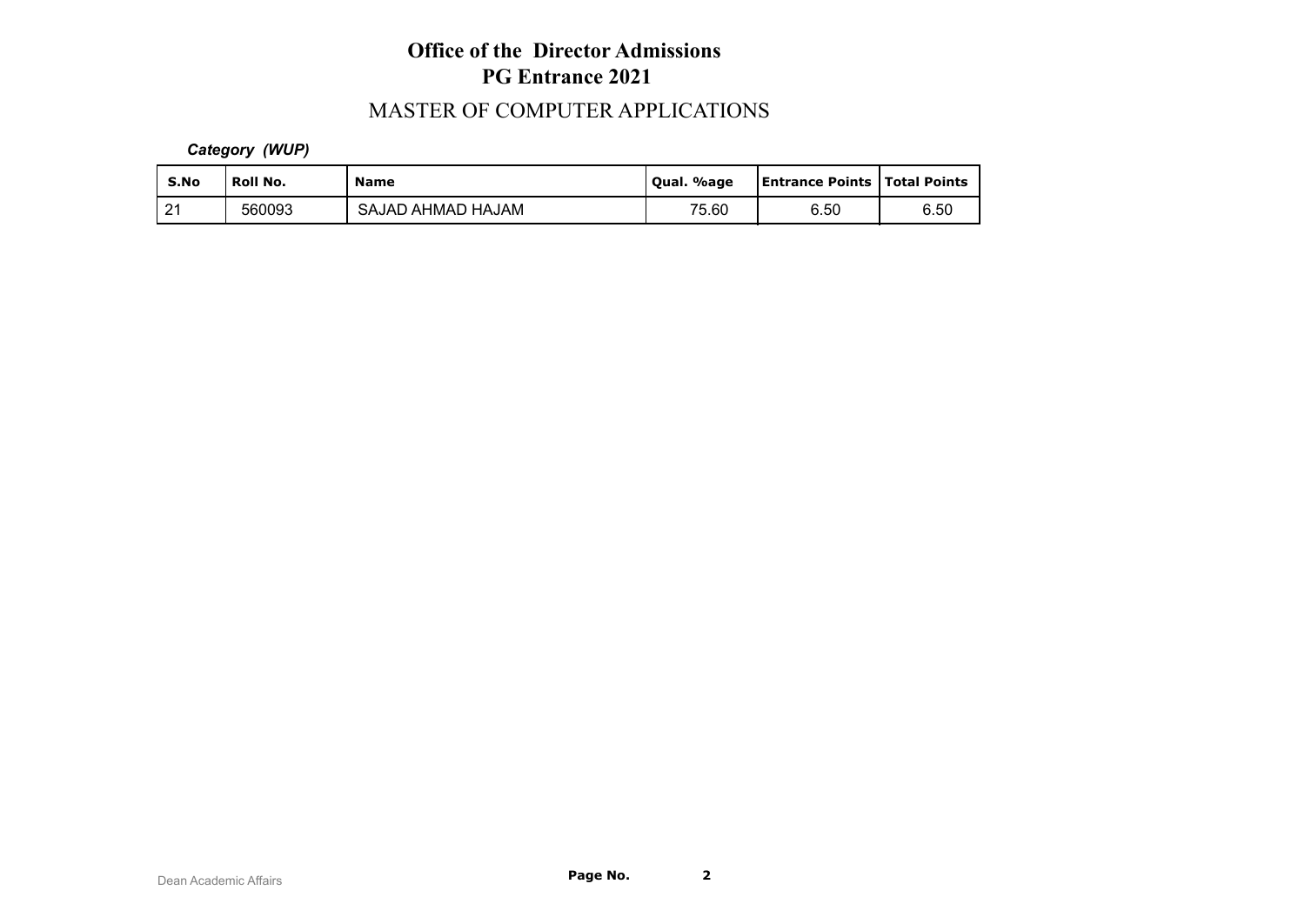# Office of the Director Admissions
## PG Entrance 2021

## MASTER OF COMPUTER APPLICATIONS

***Category (WUP)***

| S.No | Roll No. | Name | Qual. %age | Entrance Points | Total Points |
|---|---|---|---|---|---|
| 21 | 560093 | SAJAD AHMAD HAJAM | 75.60 | 6.50 | 6.50 |

Dean Academic Affairs